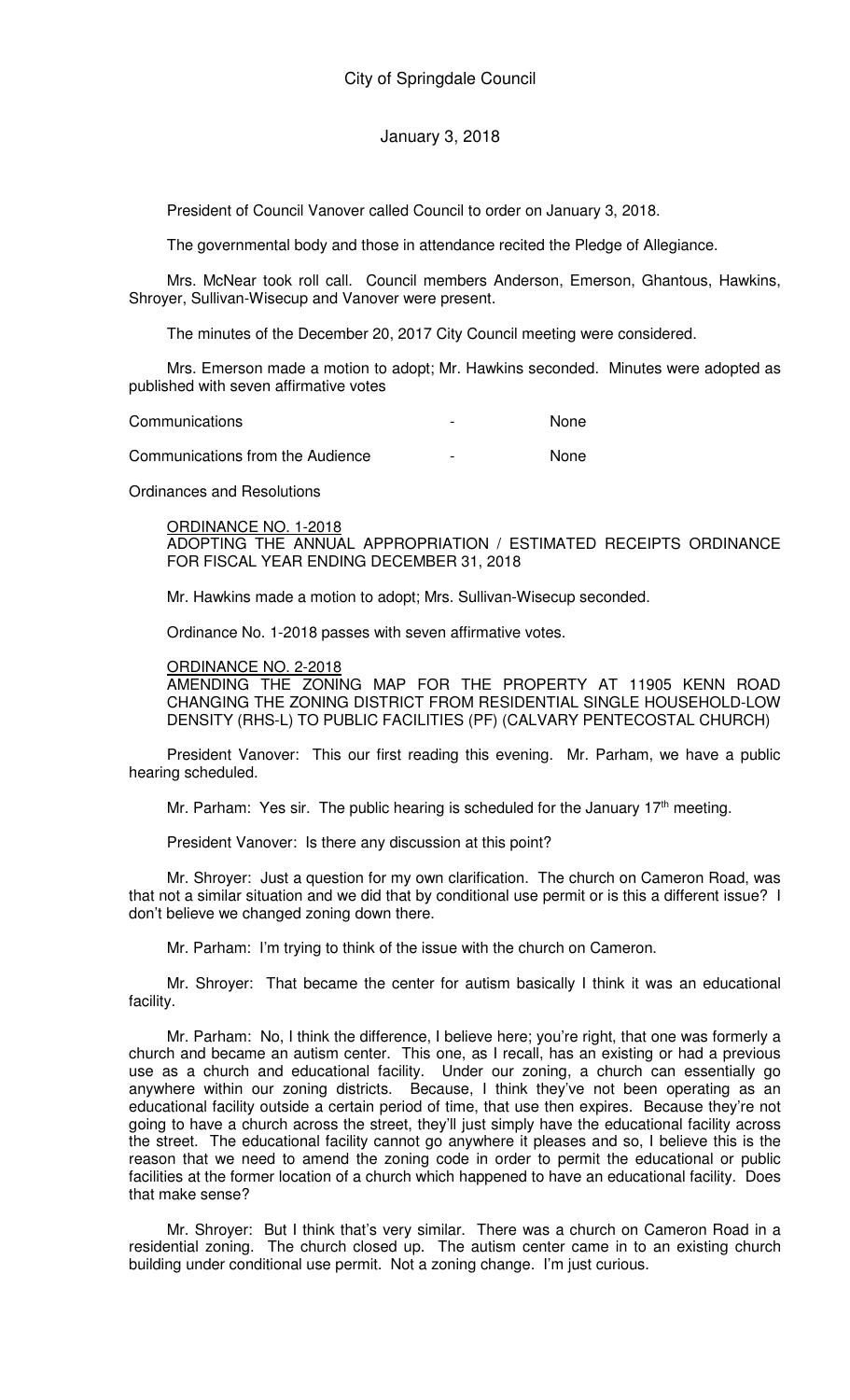# City of Springdale Council

January 3, 2018

President of Council Vanover called Council to order on January 3, 2018.

The governmental body and those in attendance recited the Pledge of Allegiance.

Mrs. McNear took roll call. Council members Anderson, Emerson, Ghantous, Hawkins, Shroyer, Sullivan-Wisecup and Vanover were present.

The minutes of the December 20, 2017 City Council meeting were considered.

Mrs. Emerson made a motion to adopt; Mr. Hawkins seconded. Minutes were adopted as published with seven affirmative votes

Communications - None

Communications from the Audience - None

Ordinances and Resolutions

ORDINANCE NO. 1-2018
ADOPTING THE ANNUAL APPROPRIATION / ESTIMATED RECEIPTS ORDINANCE FOR FISCAL YEAR ENDING DECEMBER 31, 2018

Mr. Hawkins made a motion to adopt; Mrs. Sullivan-Wisecup seconded.

Ordinance No. 1-2018 passes with seven affirmative votes.

ORDINANCE NO. 2-2018
AMENDING THE ZONING MAP FOR THE PROPERTY AT 11905 KENN ROAD CHANGING THE ZONING DISTRICT FROM RESIDENTIAL SINGLE HOUSEHOLD-LOW DENSITY (RHS-L) TO PUBLIC FACILITIES (PF) (CALVARY PENTECOSTAL CHURCH)

President Vanover: This our first reading this evening. Mr. Parham, we have a public hearing scheduled.

Mr. Parham: Yes sir. The public hearing is scheduled for the January 17th meeting.

President Vanover: Is there any discussion at this point?

Mr. Shroyer: Just a question for my own clarification. The church on Cameron Road, was that not a similar situation and we did that by conditional use permit or is this a different issue? I don't believe we changed zoning down there.

Mr. Parham: I'm trying to think of the issue with the church on Cameron.

Mr. Shroyer: That became the center for autism basically I think it was an educational facility.

Mr. Parham: No, I think the difference, I believe here; you're right, that one was formerly a church and became an autism center. This one, as I recall, has an existing or had a previous use as a church and educational facility. Under our zoning, a church can essentially go anywhere within our zoning districts. Because, I think they've not been operating as an educational facility outside a certain period of time, that use then expires. Because they're not going to have a church across the street, they'll just simply have the educational facility across the street. The educational facility cannot go anywhere it pleases and so, I believe this is the reason that we need to amend the zoning code in order to permit the educational or public facilities at the former location of a church which happened to have an educational facility. Does that make sense?

Mr. Shroyer: But I think that's very similar. There was a church on Cameron Road in a residential zoning. The church closed up. The autism center came in to an existing church building under conditional use permit. Not a zoning change. I'm just curious.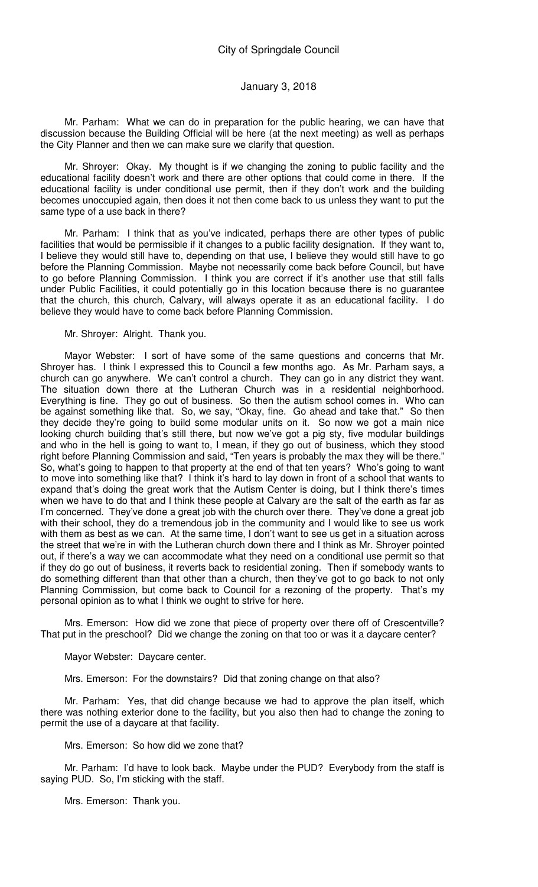Mr. Parham: What we can do in preparation for the public hearing, we can have that discussion because the Building Official will be here (at the next meeting) as well as perhaps the City Planner and then we can make sure we clarify that question.

Mr. Shroyer: Okay. My thought is if we changing the zoning to public facility and the educational facility doesn't work and there are other options that could come in there. If the educational facility is under conditional use permit, then if they don't work and the building becomes unoccupied again, then does it not then come back to us unless they want to put the same type of a use back in there?

Mr. Parham: I think that as you've indicated, perhaps there are other types of public facilities that would be permissible if it changes to a public facility designation. If they want to, I believe they would still have to, depending on that use, I believe they would still have to go before the Planning Commission. Maybe not necessarily come back before Council, but have to go before Planning Commission. I think you are correct if it's another use that still falls under Public Facilities, it could potentially go in this location because there is no guarantee that the church, this church, Calvary, will always operate it as an educational facility. I do believe they would have to come back before Planning Commission.

Mr. Shroyer: Alright. Thank you.

Mayor Webster: I sort of have some of the same questions and concerns that Mr. Shroyer has. I think I expressed this to Council a few months ago. As Mr. Parham says, a church can go anywhere. We can't control a church. They can go in any district they want. The situation down there at the Lutheran Church was in a residential neighborhood. Everything is fine. They go out of business. So then the autism school comes in. Who can be against something like that. So, we say, "Okay, fine. Go ahead and take that." So then they decide they're going to build some modular units on it. So now we got a main nice looking church building that's still there, but now we've got a pig sty, five modular buildings and who in the hell is going to want to, I mean, if they go out of business, which they stood right before Planning Commission and said, "Ten years is probably the max they will be there." So, what's going to happen to that property at the end of that ten years? Who's going to want to move into something like that? I think it's hard to lay down in front of a school that wants to expand that's doing the great work that the Autism Center is doing, but I think there's times when we have to do that and I think these people at Calvary are the salt of the earth as far as I'm concerned. They've done a great job with the church over there. They've done a great job with their school, they do a tremendous job in the community and I would like to see us work with them as best as we can. At the same time, I don't want to see us get in a situation across the street that we're in with the Lutheran church down there and I think as Mr. Shroyer pointed out, if there's a way we can accommodate what they need on a conditional use permit so that if they do go out of business, it reverts back to residential zoning. Then if somebody wants to do something different than that other than a church, then they've got to go back to not only Planning Commission, but come back to Council for a rezoning of the property. That's my personal opinion as to what I think we ought to strive for here.

Mrs. Emerson: How did we zone that piece of property over there off of Crescentville? That put in the preschool? Did we change the zoning on that too or was it a daycare center?

Mayor Webster: Daycare center.

Mrs. Emerson: For the downstairs? Did that zoning change on that also?

Mr. Parham: Yes, that did change because we had to approve the plan itself, which there was nothing exterior done to the facility, but you also then had to change the zoning to permit the use of a daycare at that facility.

Mrs. Emerson: So how did we zone that?

Mr. Parham: I'd have to look back. Maybe under the PUD? Everybody from the staff is saying PUD. So, I'm sticking with the staff.

Mrs. Emerson: Thank you.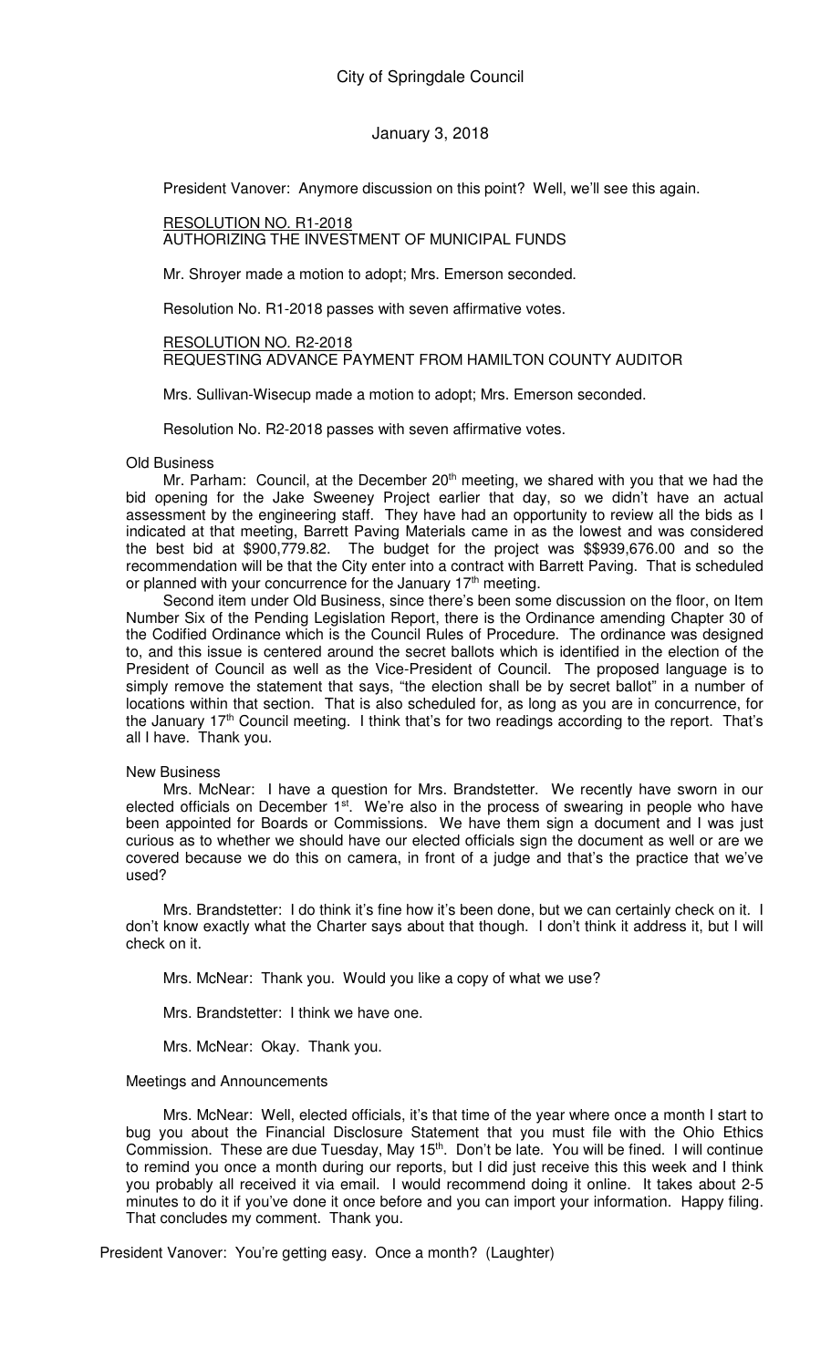President Vanover: Anymore discussion on this point? Well, we'll see this again.

RESOLUTION NO. R1-2018
AUTHORIZING THE INVESTMENT OF MUNICIPAL FUNDS

Mr. Shroyer made a motion to adopt; Mrs. Emerson seconded.

Resolution No. R1-2018 passes with seven affirmative votes.

RESOLUTION NO. R2-2018
REQUESTING ADVANCE PAYMENT FROM HAMILTON COUNTY AUDITOR

Mrs. Sullivan-Wisecup made a motion to adopt; Mrs. Emerson seconded.

Resolution No. R2-2018 passes with seven affirmative votes.

Old Business

Mr. Parham: Council, at the December 20th meeting, we shared with you that we had the bid opening for the Jake Sweeney Project earlier that day, so we didn't have an actual assessment by the engineering staff. They have had an opportunity to review all the bids as I indicated at that meeting, Barrett Paving Materials came in as the lowest and was considered the best bid at $900,779.82. The budget for the project was $$939,676.00 and so the recommendation will be that the City enter into a contract with Barrett Paving. That is scheduled or planned with your concurrence for the January 17th meeting.

Second item under Old Business, since there's been some discussion on the floor, on Item Number Six of the Pending Legislation Report, there is the Ordinance amending Chapter 30 of the Codified Ordinance which is the Council Rules of Procedure. The ordinance was designed to, and this issue is centered around the secret ballots which is identified in the election of the President of Council as well as the Vice-President of Council. The proposed language is to simply remove the statement that says, "the election shall be by secret ballot" in a number of locations within that section. That is also scheduled for, as long as you are in concurrence, for the January 17th Council meeting. I think that's for two readings according to the report. That's all I have. Thank you.

New Business

Mrs. McNear: I have a question for Mrs. Brandstetter. We recently have sworn in our elected officials on December 1st. We're also in the process of swearing in people who have been appointed for Boards or Commissions. We have them sign a document and I was just curious as to whether we should have our elected officials sign the document as well or are we covered because we do this on camera, in front of a judge and that's the practice that we've used?

Mrs. Brandstetter: I do think it's fine how it's been done, but we can certainly check on it. I don't know exactly what the Charter says about that though. I don't think it address it, but I will check on it.

Mrs. McNear: Thank you. Would you like a copy of what we use?

Mrs. Brandstetter: I think we have one.

Mrs. McNear: Okay. Thank you.

Meetings and Announcements

Mrs. McNear: Well, elected officials, it's that time of the year where once a month I start to bug you about the Financial Disclosure Statement that you must file with the Ohio Ethics Commission. These are due Tuesday, May 15th. Don't be late. You will be fined. I will continue to remind you once a month during our reports, but I did just receive this this week and I think you probably all received it via email. I would recommend doing it online. It takes about 2-5 minutes to do it if you've done it once before and you can import your information. Happy filing. That concludes my comment. Thank you.

President Vanover: You're getting easy. Once a month? (Laughter)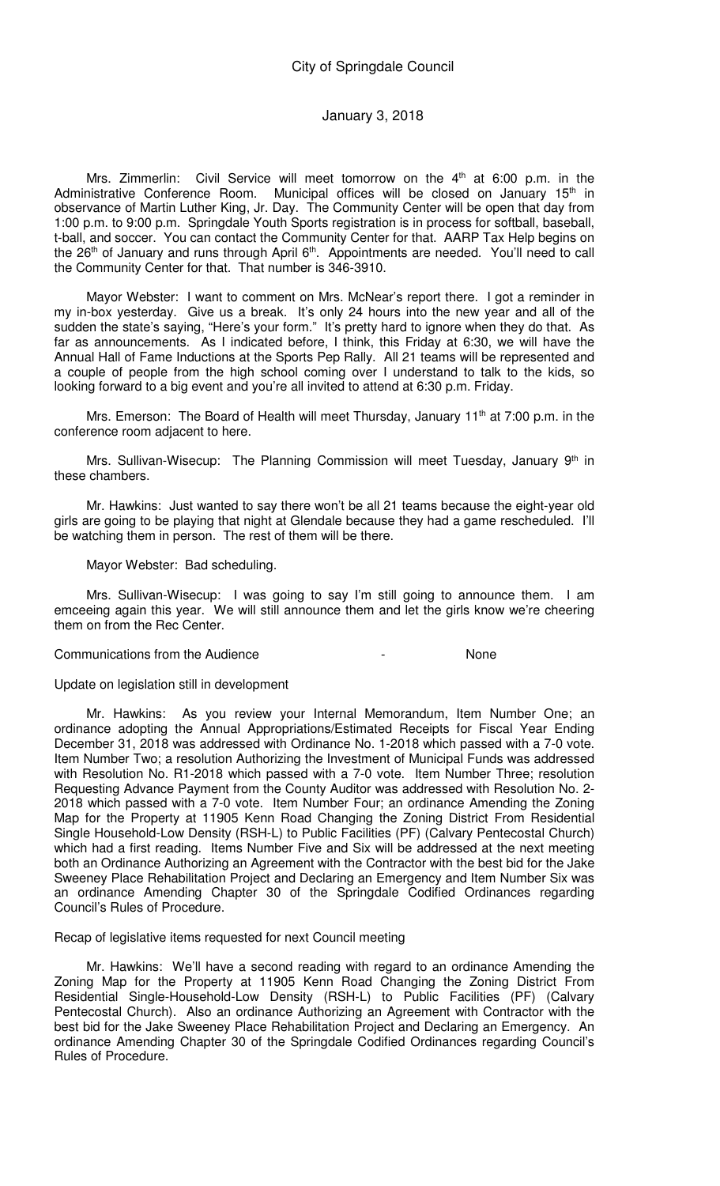Mrs. Zimmerlin: Civil Service will meet tomorrow on the 4th at 6:00 p.m. in the Administrative Conference Room. Municipal offices will be closed on January 15th in observance of Martin Luther King, Jr. Day. The Community Center will be open that day from 1:00 p.m. to 9:00 p.m. Springdale Youth Sports registration is in process for softball, baseball, t-ball, and soccer. You can contact the Community Center for that. AARP Tax Help begins on the 26th of January and runs through April 6th. Appointments are needed. You'll need to call the Community Center for that. That number is 346-3910.

Mayor Webster: I want to comment on Mrs. McNear's report there. I got a reminder in my in-box yesterday. Give us a break. It's only 24 hours into the new year and all of the sudden the state's saying, "Here's your form." It's pretty hard to ignore when they do that. As far as announcements. As I indicated before, I think, this Friday at 6:30, we will have the Annual Hall of Fame Inductions at the Sports Pep Rally. All 21 teams will be represented and a couple of people from the high school coming over I understand to talk to the kids, so looking forward to a big event and you're all invited to attend at 6:30 p.m. Friday.

Mrs. Emerson: The Board of Health will meet Thursday, January 11th at 7:00 p.m. in the conference room adjacent to here.

Mrs. Sullivan-Wisecup: The Planning Commission will meet Tuesday, January 9th in these chambers.

Mr. Hawkins: Just wanted to say there won't be all 21 teams because the eight-year old girls are going to be playing that night at Glendale because they had a game rescheduled. I'll be watching them in person. The rest of them will be there.

Mayor Webster: Bad scheduling.

Mrs. Sullivan-Wisecup: I was going to say I'm still going to announce them. I am emceeing again this year. We will still announce them and let the girls know we're cheering them on from the Rec Center.

Communications from the Audience - None

Update on legislation still in development

Mr. Hawkins: As you review your Internal Memorandum, Item Number One; an ordinance adopting the Annual Appropriations/Estimated Receipts for Fiscal Year Ending December 31, 2018 was addressed with Ordinance No. 1-2018 which passed with a 7-0 vote. Item Number Two; a resolution Authorizing the Investment of Municipal Funds was addressed with Resolution No. R1-2018 which passed with a 7-0 vote. Item Number Three; resolution Requesting Advance Payment from the County Auditor was addressed with Resolution No. 2-2018 which passed with a 7-0 vote. Item Number Four; an ordinance Amending the Zoning Map for the Property at 11905 Kenn Road Changing the Zoning District From Residential Single Household-Low Density (RSH-L) to Public Facilities (PF) (Calvary Pentecostal Church) which had a first reading. Items Number Five and Six will be addressed at the next meeting both an Ordinance Authorizing an Agreement with the Contractor with the best bid for the Jake Sweeney Place Rehabilitation Project and Declaring an Emergency and Item Number Six was an ordinance Amending Chapter 30 of the Springdale Codified Ordinances regarding Council's Rules of Procedure.

Recap of legislative items requested for next Council meeting

Mr. Hawkins: We'll have a second reading with regard to an ordinance Amending the Zoning Map for the Property at 11905 Kenn Road Changing the Zoning District From Residential Single-Household-Low Density (RSH-L) to Public Facilities (PF) (Calvary Pentecostal Church). Also an ordinance Authorizing an Agreement with Contractor with the best bid for the Jake Sweeney Place Rehabilitation Project and Declaring an Emergency. An ordinance Amending Chapter 30 of the Springdale Codified Ordinances regarding Council's Rules of Procedure.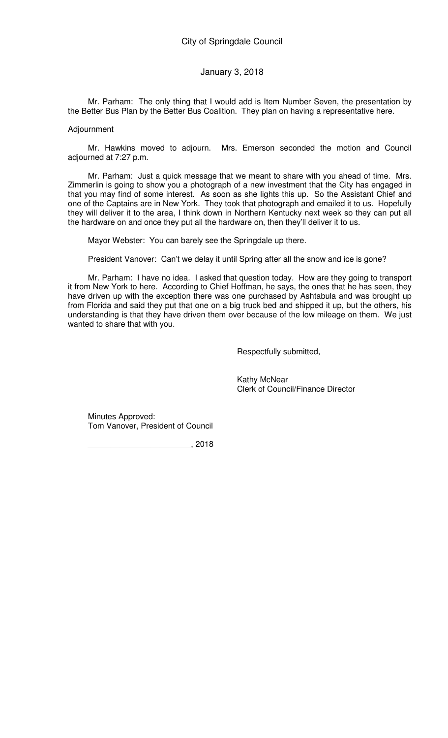City of Springdale Council

January 3, 2018

Mr. Parham: The only thing that I would add is Item Number Seven, the presentation by the Better Bus Plan by the Better Bus Coalition. They plan on having a representative here.

Adjournment

Mr. Hawkins moved to adjourn. Mrs. Emerson seconded the motion and Council adjourned at 7:27 p.m.

Mr. Parham: Just a quick message that we meant to share with you ahead of time. Mrs. Zimmerlin is going to show you a photograph of a new investment that the City has engaged in that you may find of some interest. As soon as she lights this up. So the Assistant Chief and one of the Captains are in New York. They took that photograph and emailed it to us. Hopefully they will deliver it to the area, I think down in Northern Kentucky next week so they can put all the hardware on and once they put all the hardware on, then they'll deliver it to us.

Mayor Webster: You can barely see the Springdale up there.

President Vanover: Can't we delay it until Spring after all the snow and ice is gone?

Mr. Parham: I have no idea. I asked that question today. How are they going to transport it from New York to here. According to Chief Hoffman, he says, the ones that he has seen, they have driven up with the exception there was one purchased by Ashtabula and was brought up from Florida and said they put that one on a big truck bed and shipped it up, but the others, his understanding is that they have driven them over because of the low mileage on them. We just wanted to share that with you.

Respectfully submitted,

Kathy McNear
Clerk of Council/Finance Director

Minutes Approved:
Tom Vanover, President of Council

_______________________, 2018